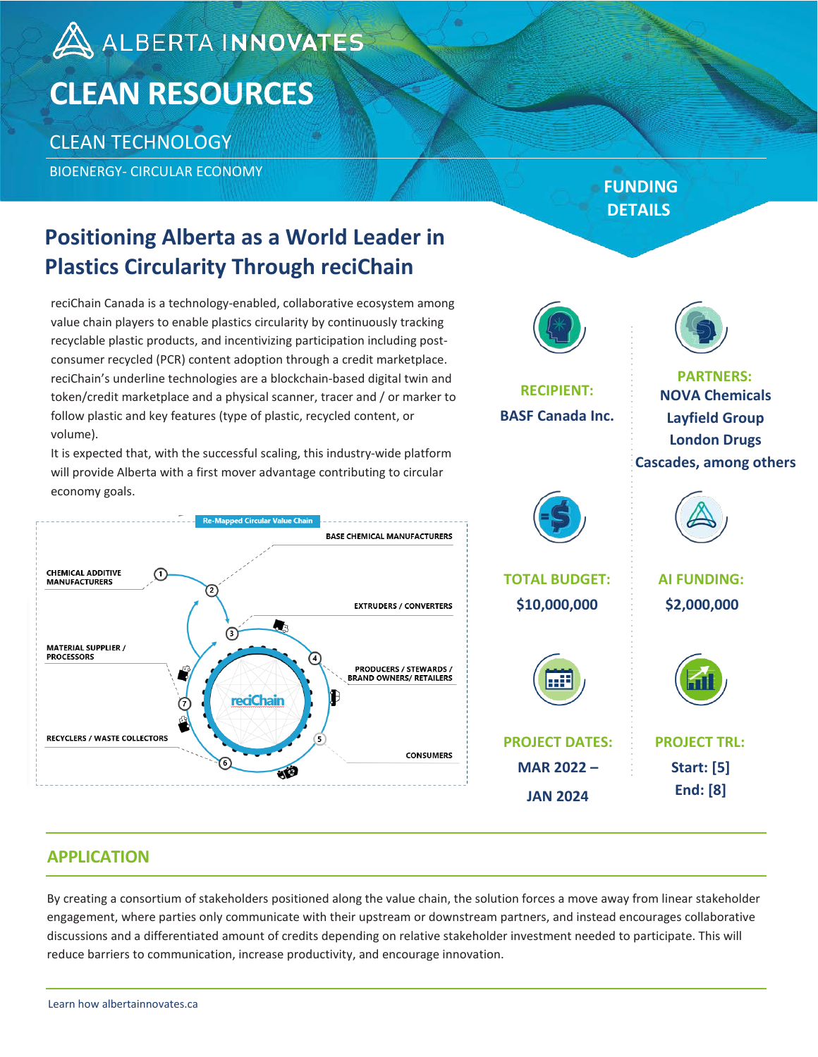ALBERTA INNOVATES

# CLEAN RESOURCES

CLEAN TECHNOLOGY

BIOENERGY- CIRCULAR ECONOMY

## Positioning Alberta as a World Leader in Plastics Circularity Through reciChain

reciChain Canada is a technology-enabled, collaborative ecosystem among value chain players to enable plastics circularity by continuously tracking recyclable plastic products, and incentivizing participation including post-consumer recycled (PCR) content adoption through a credit marketplace. reciChain's underline technologies are a blockchain-based digital twin and token/credit marketplace and a physical scanner, tracer and / or marker to follow plastic and key features (type of plastic, recycled content, or volume).

It is expected that, with the successful scaling, this industry-wide platform will provide Alberta with a first mover advantage contributing to circular economy goals.

Re-Mapped Circular Value Chain

BASE CHEMICAL MANUFACTURERS

CHEMICAL ADDITIVE MANUFACTURERS

EXTRUDERS / CONVERTERS

MATERIAL SUPPLIER / PROCESSORS

PRODUCERS / STEWARDS / BRAND OWNERS/ RETAILERS

reciChain

RECYCLERS / WASTE COLLECTORS

CONSUMERS

## FUNDING DETAILS

**RECIPIENT:**
**BASF Canada Inc.**

**PARTNERS:**
**NOVA Chemicals**
**Layfield Group**
**London Drugs**
**Cascades, among others**

**TOTAL BUDGET:**
**$10,000,000**

**AI FUNDING:**
**$2,000,000**

**PROJECT DATES:**
**MAR 2022 – JAN 2024**

**PROJECT TRL:**
**Start: [5]**
**End: [8]**

## APPLICATION

By creating a consortium of stakeholders positioned along the value chain, the solution forces a move away from linear stakeholder engagement, where parties only communicate with their upstream or downstream partners, and instead encourages collaborative discussions and a differentiated amount of credits depending on relative stakeholder investment needed to participate. This will reduce barriers to communication, increase productivity, and encourage innovation.

Learn how albertainnovates.ca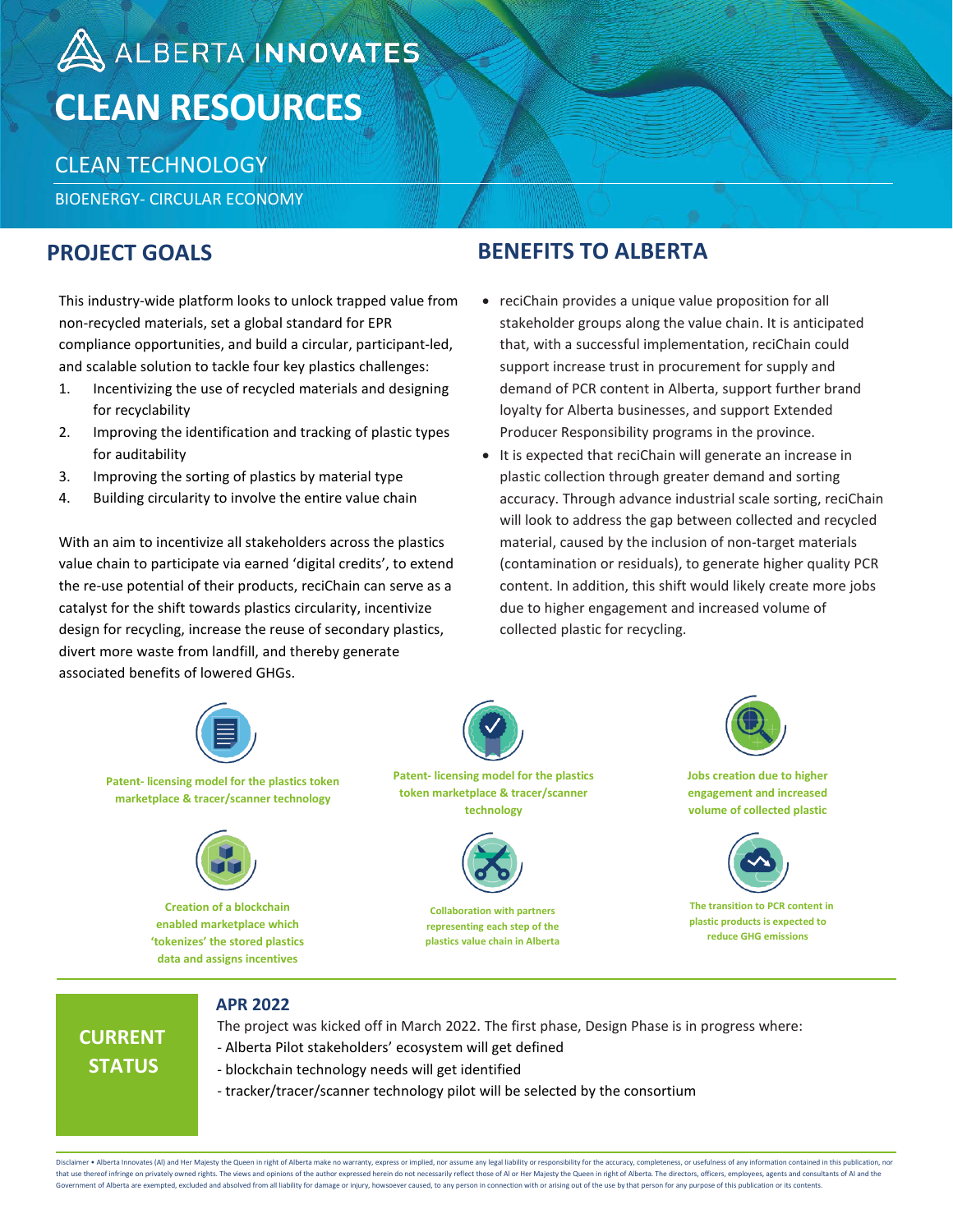# ALBERTA INNOVATES

# CLEAN RESOURCES

## CLEAN TECHNOLOGY

BIOENERGY- CIRCULAR ECONOMY

## PROJECT GOALS

This industry-wide platform looks to unlock trapped value from non-recycled materials, set a global standard for EPR compliance opportunities, and build a circular, participant-led, and scalable solution to tackle four key plastics challenges:

1. Incentivizing the use of recycled materials and designing for recyclability
2. Improving the identification and tracking of plastic types for auditability
3. Improving the sorting of plastics by material type
4. Building circularity to involve the entire value chain

With an aim to incentivize all stakeholders across the plastics value chain to participate via earned 'digital credits', to extend the re-use potential of their products, reciChain can serve as a catalyst for the shift towards plastics circularity, incentivize design for recycling, increase the reuse of secondary plastics, divert more waste from landfill, and thereby generate associated benefits of lowered GHGs.

## BENEFITS TO ALBERTA

- reciChain provides a unique value proposition for all stakeholder groups along the value chain. It is anticipated that, with a successful implementation, reciChain could support increase trust in procurement for supply and demand of PCR content in Alberta, support further brand loyalty for Alberta businesses, and support Extended Producer Responsibility programs in the province.
- It is expected that reciChain will generate an increase in plastic collection through greater demand and sorting accuracy. Through advance industrial scale sorting, reciChain will look to address the gap between collected and recycled material, caused by the inclusion of non-target materials (contamination or residuals), to generate higher quality PCR content. In addition, this shift would likely create more jobs due to higher engagement and increased volume of collected plastic for recycling.

**Patent- licensing model for the plastics token marketplace & tracer/scanner technology**

**Patent- licensing model for the plastics token marketplace & tracer/scanner technology**

**Jobs creation due to higher engagement and increased volume of collected plastic**

**Creation of a blockchain enabled marketplace which 'tokenizes' the stored plastics data and assigns incentives**

**Collaboration with partners representing each step of the plastics value chain in Alberta**

**The transition to PCR content in plastic products is expected to reduce GHG emissions**

## CURRENT STATUS

### APR 2022

The project was kicked off in March 2022. The first phase, Design Phase is in progress where:

- Alberta Pilot stakeholders' ecosystem will get defined
- blockchain technology needs will get identified
- tracker/tracer/scanner technology pilot will be selected by the consortium

Disclaimer • Alberta Innovates (AI) and Her Majesty the Queen in right of Alberta make no warranty, express or implied, nor assume any legal liability or responsibility for the accuracy, completeness, or usefulness of any information contained in this publication, nor that use thereof infringe on privately owned rights. The views and opinions of the author expressed herein do not necessarily reflect those of AI or Her Majesty the Queen in right of Alberta. The directors, officers, employees, agents and consultants of AI and the Government of Alberta are exempted, excluded and absolved from all liability for damage or injury, howsoever caused, to any person in connection with or arising out of the use by that person for any purpose of this publication or its contents.